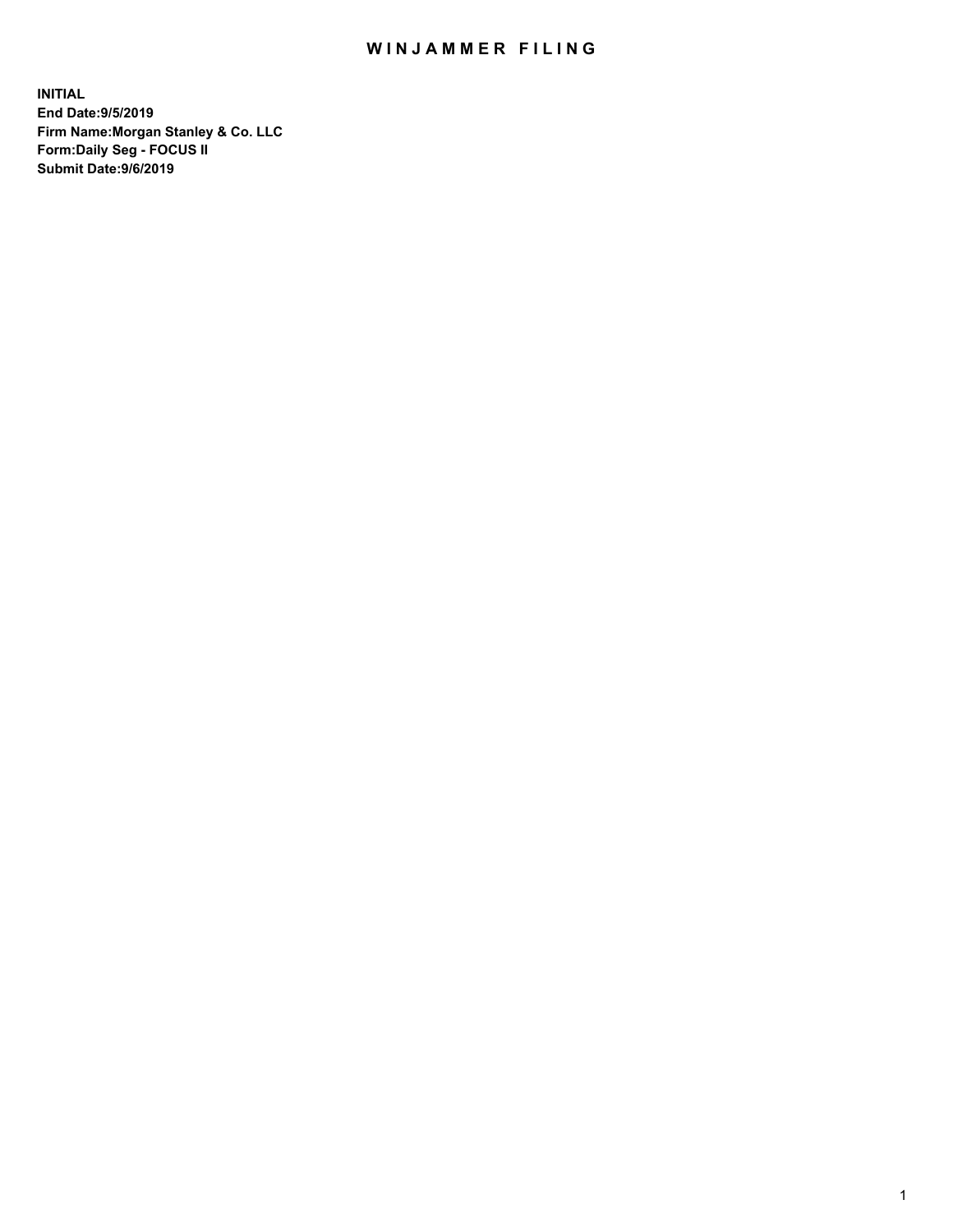# WINJAMMER FILING

**INITIAL**
**End Date:9/5/2019**
**Firm Name:Morgan Stanley & Co. LLC**
**Form:Daily Seg - FOCUS II**
**Submit Date:9/6/2019**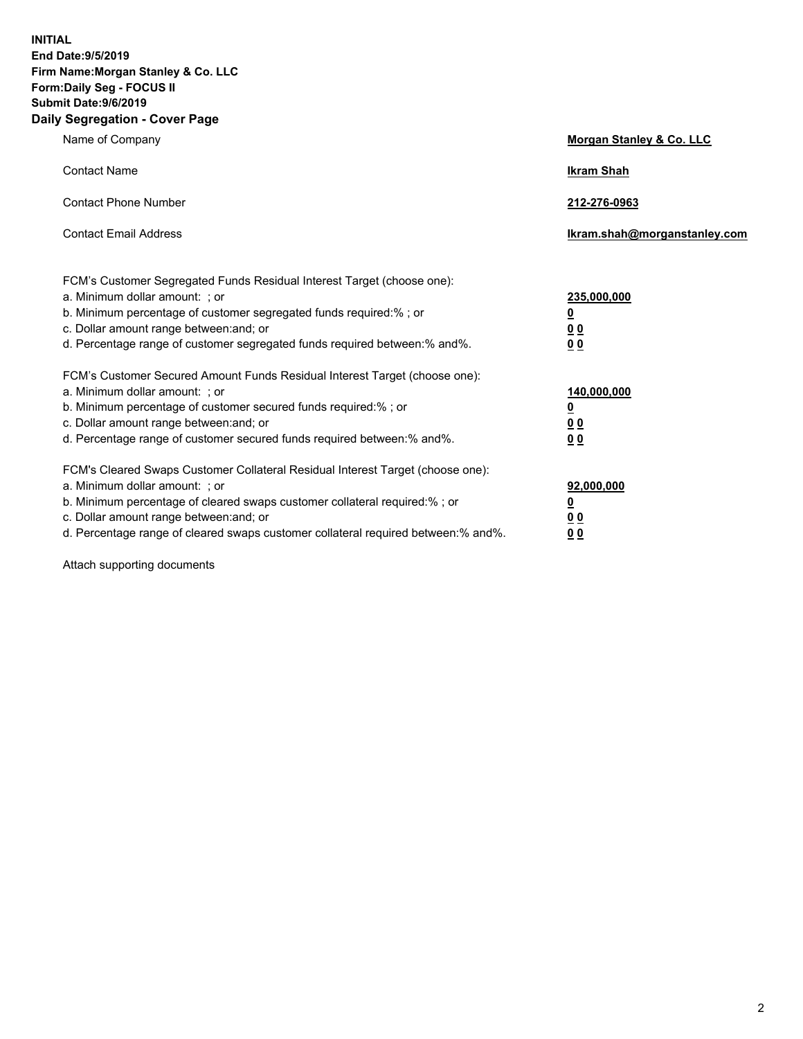**INITIAL**
**End Date:9/5/2019**
**Firm Name:Morgan Stanley & Co. LLC**
**Form:Daily Seg - FOCUS II**
**Submit Date:9/6/2019**
**Daily Segregation - Cover Page**

| | |
|---|---|
| Name of Company | **Morgan Stanley & Co. LLC** |
| Contact Name | **Ikram Shah** |
| Contact Phone Number | **212-276-0963** |
| Contact Email Address | **Ikram.shah@morganstanley.com** |

FCM's Customer Segregated Funds Residual Interest Target (choose one):

| | |
|---|---|
| a. Minimum dollar amount: ; or | **235,000,000** |
| b. Minimum percentage of customer segregated funds required:% ; or | **0** |
| c. Dollar amount range between:and; or | **0 0** |
| d. Percentage range of customer segregated funds required between:% and%. | **0 0** |

FCM's Customer Secured Amount Funds Residual Interest Target (choose one):

| | |
|---|---|
| a. Minimum dollar amount: ; or | **140,000,000** |
| b. Minimum percentage of customer secured funds required:% ; or | **0** |
| c. Dollar amount range between:and; or | **0 0** |
| d. Percentage range of customer secured funds required between:% and%. | **0 0** |

FCM's Cleared Swaps Customer Collateral Residual Interest Target (choose one):

| | |
|---|---|
| a. Minimum dollar amount: ; or | **92,000,000** |
| b. Minimum percentage of cleared swaps customer collateral required:% ; or | **0** |
| c. Dollar amount range between:and; or | **0 0** |
| d. Percentage range of cleared swaps customer collateral required between:% and%. | **0 0** |

Attach supporting documents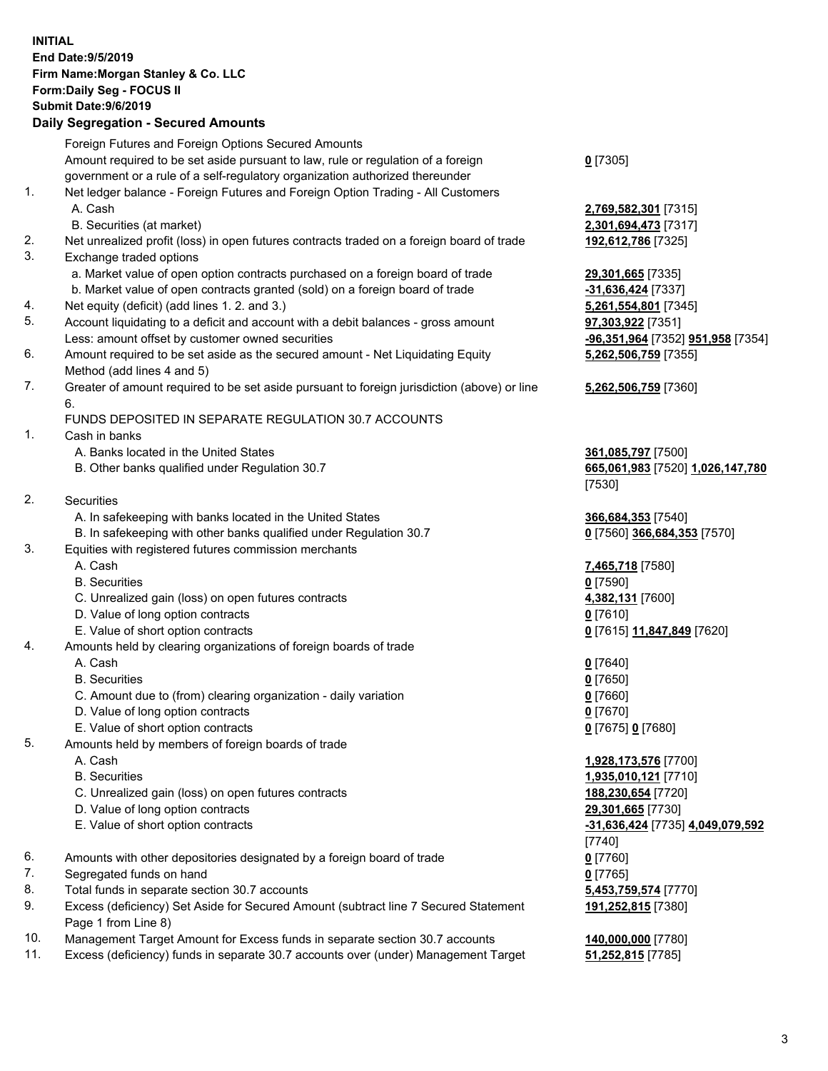**INITIAL**
**End Date:9/5/2019**
**Firm Name:Morgan Stanley & Co. LLC**
**Form:Daily Seg - FOCUS II**
**Submit Date:9/6/2019**

## Daily Segregation - Secured Amounts

| | | |
|---|---|---|
| | Foreign Futures and Foreign Options Secured Amounts | |
| | Amount required to be set aside pursuant to law, rule or regulation of a foreign government or a rule of a self-regulatory organization authorized thereunder | **0** [7305] |
| 1. | Net ledger balance - Foreign Futures and Foreign Option Trading - All Customers | |
| | A. Cash | **2,769,582,301** [7315] |
| | B. Securities (at market) | **2,301,694,473** [7317] |
| 2. | Net unrealized profit (loss) in open futures contracts traded on a foreign board of trade | **192,612,786** [7325] |
| 3. | Exchange traded options | |
| | a. Market value of open option contracts purchased on a foreign board of trade | **29,301,665** [7335] |
| | b. Market value of open contracts granted (sold) on a foreign board of trade | **-31,636,424** [7337] |
| 4. | Net equity (deficit) (add lines 1. 2. and 3.) | **5,261,554,801** [7345] |
| 5. | Account liquidating to a deficit and account with a debit balances - gross amount | **97,303,922** [7351] |
| | Less: amount offset by customer owned securities | **-96,351,964** [7352] **951,958** [7354] |
| 6. | Amount required to be set aside as the secured amount - Net Liquidating Equity Method (add lines 4 and 5) | **5,262,506,759** [7355] |
| 7. | Greater of amount required to be set aside pursuant to foreign jurisdiction (above) or line 6. | **5,262,506,759** [7360] |
| | FUNDS DEPOSITED IN SEPARATE REGULATION 30.7 ACCOUNTS | |
| 1. | Cash in banks | |
| | A. Banks located in the United States | **361,085,797** [7500] |
| | B. Other banks qualified under Regulation 30.7 | **665,061,983** [7520] **1,026,147,780** [7530] |
| 2. | Securities | |
| | A. In safekeeping with banks located in the United States | **366,684,353** [7540] |
| | B. In safekeeping with other banks qualified under Regulation 30.7 | **0** [7560] **366,684,353** [7570] |
| 3. | Equities with registered futures commission merchants | |
| | A. Cash | **7,465,718** [7580] |
| | B. Securities | **0** [7590] |
| | C. Unrealized gain (loss) on open futures contracts | **4,382,131** [7600] |
| | D. Value of long option contracts | **0** [7610] |
| | E. Value of short option contracts | **0** [7615] **11,847,849** [7620] |
| 4. | Amounts held by clearing organizations of foreign boards of trade | |
| | A. Cash | **0** [7640] |
| | B. Securities | **0** [7650] |
| | C. Amount due to (from) clearing organization - daily variation | **0** [7660] |
| | D. Value of long option contracts | **0** [7670] |
| | E. Value of short option contracts | **0** [7675] **0** [7680] |
| 5. | Amounts held by members of foreign boards of trade | |
| | A. Cash | **1,928,173,576** [7700] |
| | B. Securities | **1,935,010,121** [7710] |
| | C. Unrealized gain (loss) on open futures contracts | **188,230,654** [7720] |
| | D. Value of long option contracts | **29,301,665** [7730] |
| | E. Value of short option contracts | **-31,636,424** [7735] **4,049,079,592** [7740] |
| 6. | Amounts with other depositories designated by a foreign board of trade | **0** [7760] |
| 7. | Segregated funds on hand | **0** [7765] |
| 8. | Total funds in separate section 30.7 accounts | **5,453,759,574** [7770] |
| 9. | Excess (deficiency) Set Aside for Secured Amount (subtract line 7 Secured Statement Page 1 from Line 8) | **191,252,815** [7380] |
| 10. | Management Target Amount for Excess funds in separate section 30.7 accounts | **140,000,000** [7780] |
| 11. | Excess (deficiency) funds in separate 30.7 accounts over (under) Management Target | **51,252,815** [7785] |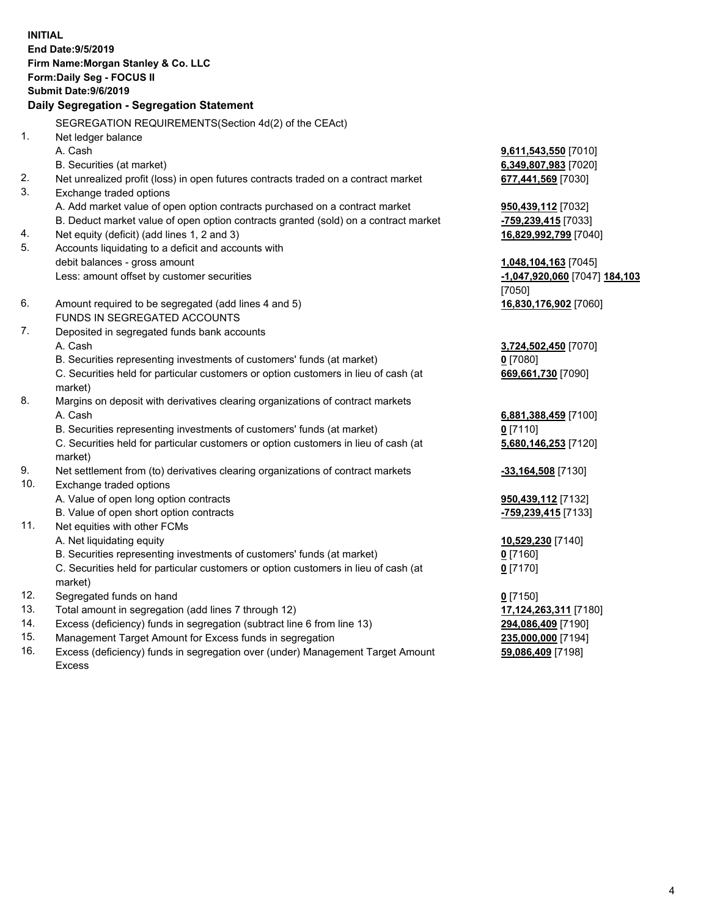**INITIAL**
**End Date:9/5/2019**
**Firm Name:Morgan Stanley & Co. LLC**
**Form:Daily Seg - FOCUS II**
**Submit Date:9/6/2019**

## Daily Segregation - Segregation Statement

SEGREGATION REQUIREMENTS(Section 4d(2) of the CEAct)

| | | |
|---|---|---|
| 1. | Net ledger balance | |
| | A. Cash | **9,611,543,550** [7010] |
| | B. Securities (at market) | **6,349,807,983** [7020] |
| 2. | Net unrealized profit (loss) in open futures contracts traded on a contract market | **677,441,569** [7030] |
| 3. | Exchange traded options | |
| | A. Add market value of open option contracts purchased on a contract market | **950,439,112** [7032] |
| | B. Deduct market value of open option contracts granted (sold) on a contract market | **-759,239,415** [7033] |
| 4. | Net equity (deficit) (add lines 1, 2 and 3) | **16,829,992,799** [7040] |
| 5. | Accounts liquidating to a deficit and accounts with debit balances - gross amount | **1,048,104,163** [7045] |
| | Less: amount offset by customer securities | **-1,047,920,060** [7047] **184,103** [7050] |
| 6. | Amount required to be segregated (add lines 4 and 5) | **16,830,176,902** [7060] |
| | FUNDS IN SEGREGATED ACCOUNTS | |
| 7. | Deposited in segregated funds bank accounts | |
| | A. Cash | **3,724,502,450** [7070] |
| | B. Securities representing investments of customers' funds (at market) | **0** [7080] |
| | C. Securities held for particular customers or option customers in lieu of cash (at market) | **669,661,730** [7090] |
| 8. | Margins on deposit with derivatives clearing organizations of contract markets | |
| | A. Cash | **6,881,388,459** [7100] |
| | B. Securities representing investments of customers' funds (at market) | **0** [7110] |
| | C. Securities held for particular customers or option customers in lieu of cash (at market) | **5,680,146,253** [7120] |
| 9. | Net settlement from (to) derivatives clearing organizations of contract markets | **-33,164,508** [7130] |
| 10. | Exchange traded options | |
| | A. Value of open long option contracts | **950,439,112** [7132] |
| | B. Value of open short option contracts | **-759,239,415** [7133] |
| 11. | Net equities with other FCMs | |
| | A. Net liquidating equity | **10,529,230** [7140] |
| | B. Securities representing investments of customers' funds (at market) | **0** [7160] |
| | C. Securities held for particular customers or option customers in lieu of cash (at market) | **0** [7170] |
| 12. | Segregated funds on hand | **0** [7150] |
| 13. | Total amount in segregation (add lines 7 through 12) | **17,124,263,311** [7180] |
| 14. | Excess (deficiency) funds in segregation (subtract line 6 from line 13) | **294,086,409** [7190] |
| 15. | Management Target Amount for Excess funds in segregation | **235,000,000** [7194] |
| 16. | Excess (deficiency) funds in segregation over (under) Management Target Amount Excess | **59,086,409** [7198] |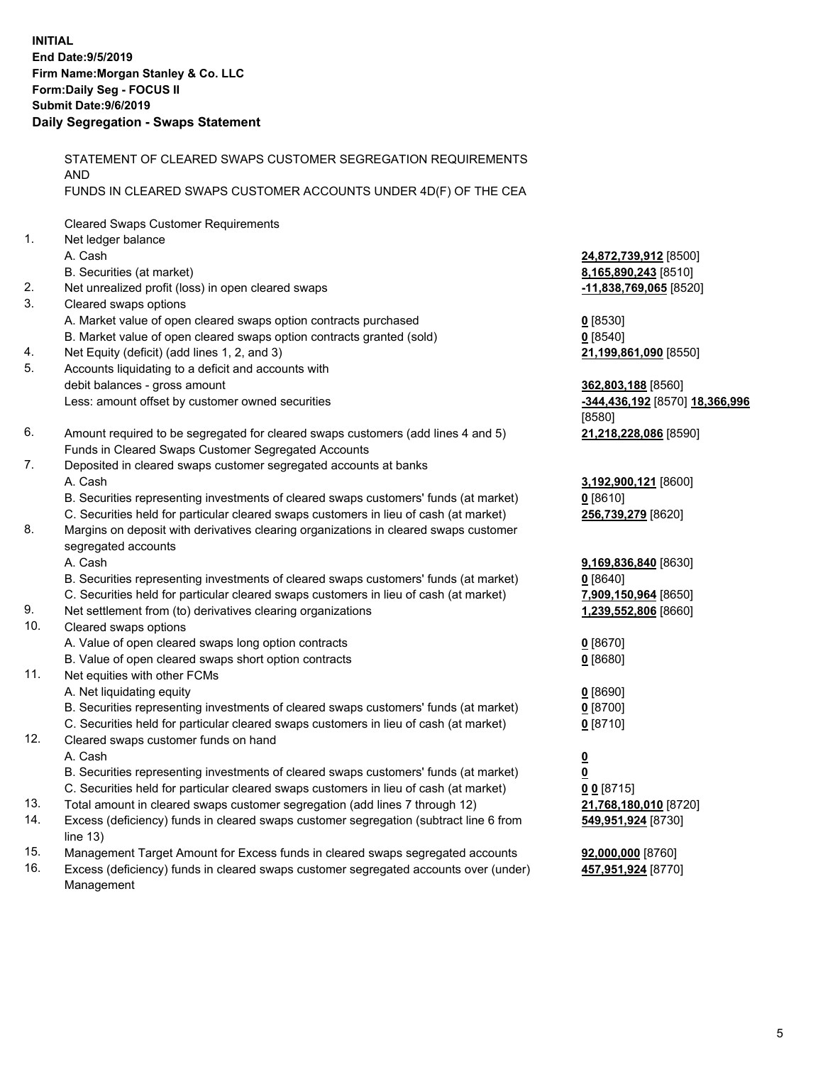**INITIAL**
**End Date:9/5/2019**
**Firm Name:Morgan Stanley & Co. LLC**
**Form:Daily Seg - FOCUS II**
**Submit Date:9/6/2019**
**Daily Segregation - Swaps Statement**

STATEMENT OF CLEARED SWAPS CUSTOMER SEGREGATION REQUIREMENTS AND FUNDS IN CLEARED SWAPS CUSTOMER ACCOUNTS UNDER 4D(F) OF THE CEA

| | | |
|---|---|---|
| | Cleared Swaps Customer Requirements | |
| 1. | Net ledger balance | |
| | A. Cash | **24,872,739,912** [8500] |
| | B. Securities (at market) | **8,165,890,243** [8510] |
| 2. | Net unrealized profit (loss) in open cleared swaps | **-11,838,769,065** [8520] |
| 3. | Cleared swaps options | |
| | A. Market value of open cleared swaps option contracts purchased | **0** [8530] |
| | B. Market value of open cleared swaps option contracts granted (sold) | **0** [8540] |
| 4. | Net Equity (deficit) (add lines 1, 2, and 3) | **21,199,861,090** [8550] |
| 5. | Accounts liquidating to a deficit and accounts with debit balances - gross amount | **362,803,188** [8560] |
| | Less: amount offset by customer owned securities | **-344,436,192** [8570] **18,366,996** [8580] |
| 6. | Amount required to be segregated for cleared swaps customers (add lines 4 and 5) | **21,218,228,086** [8590] |
| | Funds in Cleared Swaps Customer Segregated Accounts | |
| 7. | Deposited in cleared swaps customer segregated accounts at banks | |
| | A. Cash | **3,192,900,121** [8600] |
| | B. Securities representing investments of cleared swaps customers' funds (at market) | **0** [8610] |
| | C. Securities held for particular cleared swaps customers in lieu of cash (at market) | **256,739,279** [8620] |
| 8. | Margins on deposit with derivatives clearing organizations in cleared swaps customer segregated accounts | |
| | A. Cash | **9,169,836,840** [8630] |
| | B. Securities representing investments of cleared swaps customers' funds (at market) | **0** [8640] |
| | C. Securities held for particular cleared swaps customers in lieu of cash (at market) | **7,909,150,964** [8650] |
| 9. | Net settlement from (to) derivatives clearing organizations | **1,239,552,806** [8660] |
| 10. | Cleared swaps options | |
| | A. Value of open cleared swaps long option contracts | **0** [8670] |
| | B. Value of open cleared swaps short option contracts | **0** [8680] |
| 11. | Net equities with other FCMs | |
| | A. Net liquidating equity | **0** [8690] |
| | B. Securities representing investments of cleared swaps customers' funds (at market) | **0** [8700] |
| | C. Securities held for particular cleared swaps customers in lieu of cash (at market) | **0** [8710] |
| 12. | Cleared swaps customer funds on hand | |
| | A. Cash | **0** |
| | B. Securities representing investments of cleared swaps customers' funds (at market) | **0** |
| | C. Securities held for particular cleared swaps customers in lieu of cash (at market) | **0** **0** [8715] |
| 13. | Total amount in cleared swaps customer segregation (add lines 7 through 12) | **21,768,180,010** [8720] |
| 14. | Excess (deficiency) funds in cleared swaps customer segregation (subtract line 6 from line 13) | **549,951,924** [8730] |
| 15. | Management Target Amount for Excess funds in cleared swaps segregated accounts | **92,000,000** [8760] |
| 16. | Excess (deficiency) funds in cleared swaps customer segregated accounts over (under) Management | **457,951,924** [8770] |